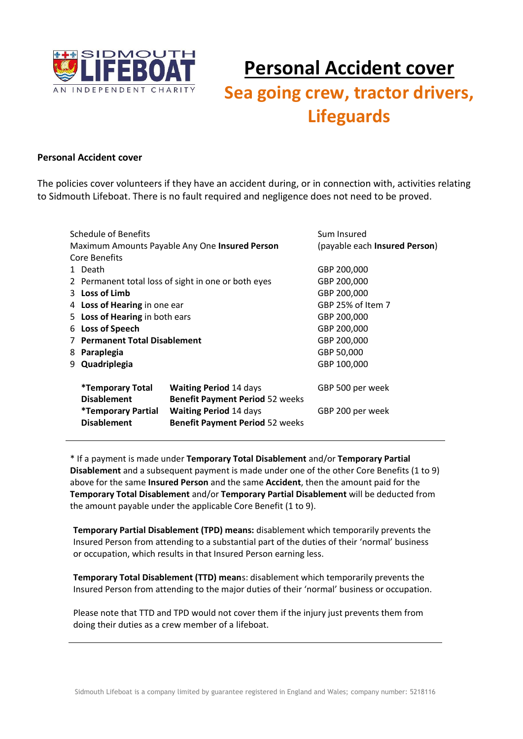# Personal Accident cover

## Sea going crew, tractor drivers, Lifeguards

**Personal Accident cover**

The policies cover volunteers if they have an accident during, or in connection with, activities relating to Sidmouth Lifeboat. There is no fault required and negligence does not need to be proved.

| Schedule of Benefits<br>Maximum Amounts Payable Any One **Insured Person**<br>Core Benefits | | Sum Insured<br>(payable each **Insured Person**) |
|---|---|---|
| 1 Death | | GBP 200,000 |
| 2 Permanent total loss of sight in one or both eyes | | GBP 200,000 |
| 3 **Loss of Limb** | | GBP 200,000 |
| 4 **Loss of Hearing** in one ear | | GBP 25% of Item 7 |
| 5 **Loss of Hearing** in both ears | | GBP 200,000 |
| 6 **Loss of Speech** | | GBP 200,000 |
| 7 **Permanent Total Disablement** | | GBP 200,000 |
| 8 **Paraplegia** | | GBP 50,000 |
| 9 **Quadriplegia** | | GBP 100,000 |
| ***Temporary Total Disablement** | **Waiting Period** 14 days<br>**Benefit Payment Period** 52 weeks | GBP 500 per week |
| ***Temporary Partial Disablement** | **Waiting Period** 14 days<br>**Benefit Payment Period** 52 weeks | GBP 200 per week |

\* If a payment is made under **Temporary Total Disablement** and/or **Temporary Partial Disablement** and a subsequent payment is made under one of the other Core Benefits (1 to 9) above for the same **Insured Person** and the same **Accident**, then the amount paid for the **Temporary Total Disablement** and/or **Temporary Partial Disablement** will be deducted from the amount payable under the applicable Core Benefit (1 to 9).

**Temporary Partial Disablement (TPD) means:** disablement which temporarily prevents the Insured Person from attending to a substantial part of the duties of their 'normal' business or occupation, which results in that Insured Person earning less.

**Temporary Total Disablement (TTD) mean**s: disablement which temporarily prevents the Insured Person from attending to the major duties of their 'normal' business or occupation.

Please note that TTD and TPD would not cover them if the injury just prevents them from doing their duties as a crew member of a lifeboat.

---

Sidmouth Lifeboat is a company limited by guarantee registered in England and Wales; company number: 5218116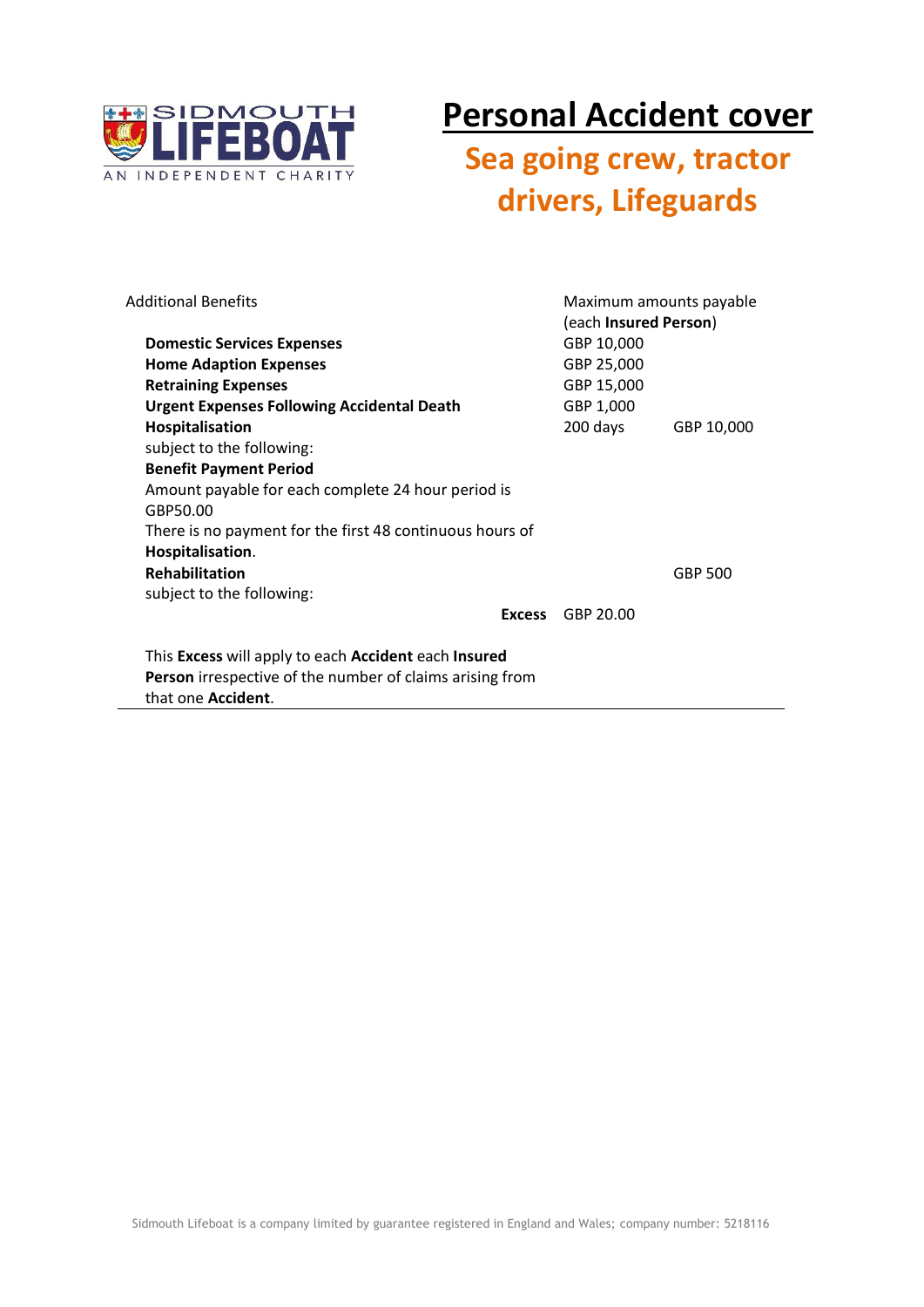# Personal Accident cover

## Sea going crew, tractor drivers, Lifeguards

| Additional Benefits | Maximum amounts payable (each **Insured Person**) | |
|---|---|---|
| **Domestic Services Expenses** | GBP 10,000 | |
| **Home Adaption Expenses** | GBP 25,000 | |
| **Retraining Expenses** | GBP 15,000 | |
| **Urgent Expenses Following Accidental Death** | GBP 1,000 | |
| **Hospitalisation** | 200 days | GBP 10,000 |
| subject to the following: | | |
| **Benefit Payment Period** | | |
| Amount payable for each complete 24 hour period is GBP50.00 | | |
| There is no payment for the first 48 continuous hours of **Hospitalisation**. | | |
| **Rehabilitation** | | GBP 500 |
| subject to the following: | | |
| **Excess** | GBP 20.00 | |

This **Excess** will apply to each **Accident** each **Insured Person** irrespective of the number of claims arising from that one **Accident**.

Sidmouth Lifeboat is a company limited by guarantee registered in England and Wales; company number: 5218116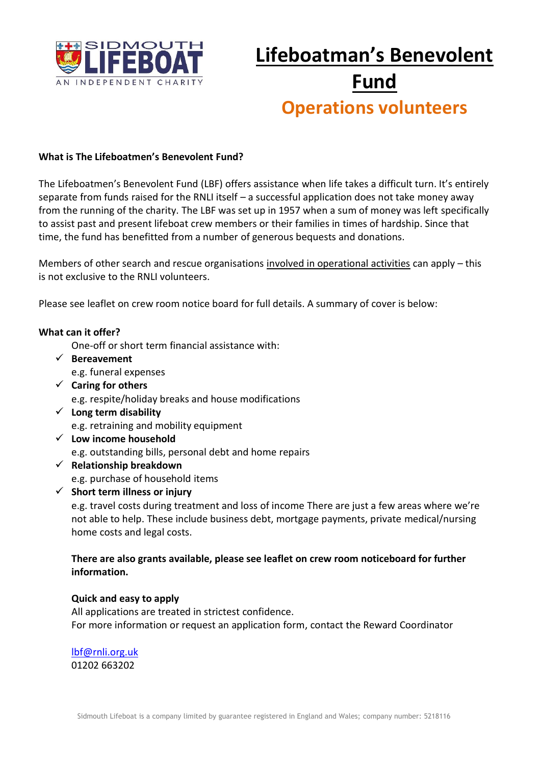SIDMOUTH LIFEBOAT
AN INDEPENDENT CHARITY

# Lifeboatman's Benevolent Fund

## Operations volunteers

**What is The Lifeboatmen's Benevolent Fund?**

The Lifeboatmen's Benevolent Fund (LBF) offers assistance when life takes a difficult turn. It's entirely separate from funds raised for the RNLI itself – a successful application does not take money away from the running of the charity. The LBF was set up in 1957 when a sum of money was left specifically to assist past and present lifeboat crew members or their families in times of hardship. Since that time, the fund has benefitted from a number of generous bequests and donations.

Members of other search and rescue organisations involved in operational activities can apply – this is not exclusive to the RNLI volunteers.

Please see leaflet on crew room notice board for full details. A summary of cover is below:

**What can it offer?**

One-off or short term financial assistance with:

- ✓ **Bereavement**
  e.g. funeral expenses
- ✓ **Caring for others**
  e.g. respite/holiday breaks and house modifications
- ✓ **Long term disability**
  e.g. retraining and mobility equipment
- ✓ **Low income household**
  e.g. outstanding bills, personal debt and home repairs
- ✓ **Relationship breakdown**
  e.g. purchase of household items
- ✓ **Short term illness or injury**
  e.g. travel costs during treatment and loss of income There are just a few areas where we're not able to help. These include business debt, mortgage payments, private medical/nursing home costs and legal costs.

**There are also grants available, please see leaflet on crew room noticeboard for further information.**

**Quick and easy to apply**
All applications are treated in strictest confidence.
For more information or request an application form, contact the Reward Coordinator

lbf@rnli.org.uk
01202 663202

Sidmouth Lifeboat is a company limited by guarantee registered in England and Wales; company number: 5218116